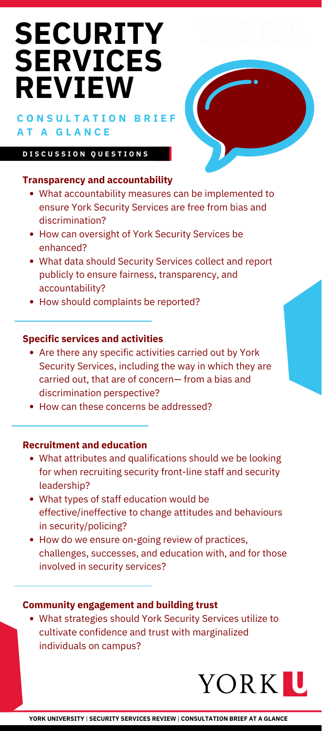# SECURITY SERVICES REVIEW

## CONSULTATION BRIEF AT A GLANCE

### DISCUSSION QUESTIONS

**Transparency and accountability**

- What accountability measures can be implemented to ensure York Security Services are free from bias and discrimination?
- How can oversight of York Security Services be enhanced?
- What data should Security Services collect and report publicly to ensure fairness, transparency, and accountability?
- How should complaints be reported?

**Specific services and activities**

- Are there any specific activities carried out by York Security Services, including the way in which they are carried out, that are of concern— from a bias and discrimination perspective?
- How can these concerns be addressed?

**Recruitment and education**

- What attributes and qualifications should we be looking for when recruiting security front-line staff and security leadership?
- What types of staff education would be effective/ineffective to change attitudes and behaviours in security/policing?
- How do we ensure on-going review of practices, challenges, successes, and education with, and for those involved in security services?

**Community engagement and building trust**

- What strategies should York Security Services utilize to cultivate confidence and trust with marginalized individuals on campus?

YORK U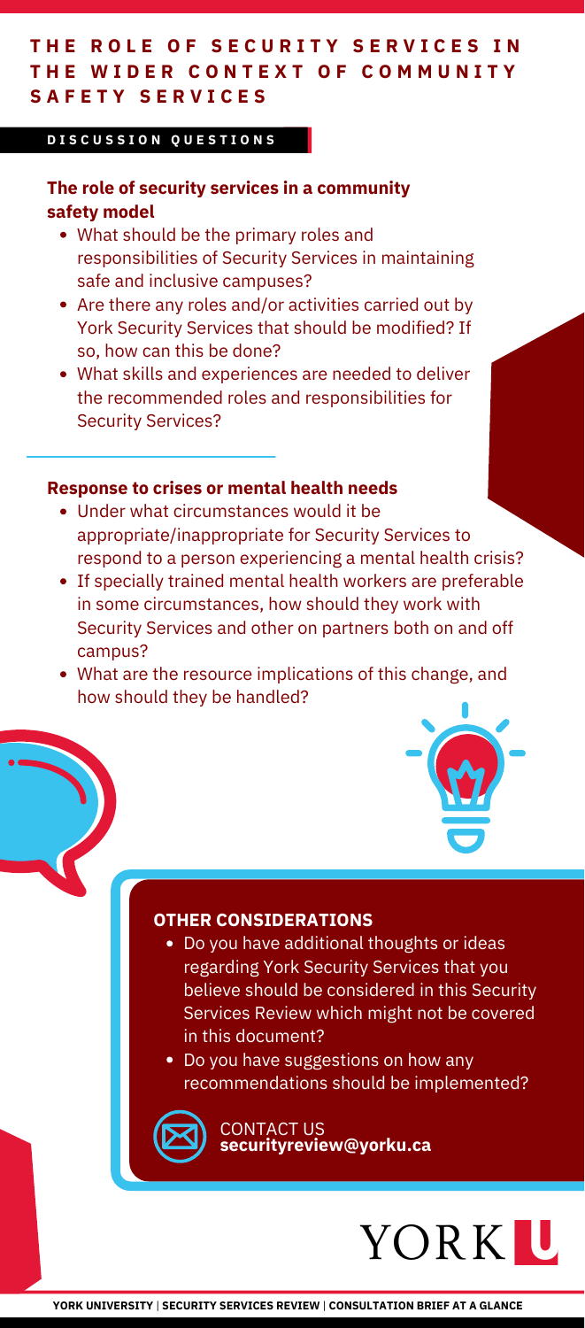# THE ROLE OF SECURITY SERVICES IN THE WIDER CONTEXT OF COMMUNITY SAFETY SERVICES

## DISCUSSION QUESTIONS

### The role of security services in a community safety model

- What should be the primary roles and responsibilities of Security Services in maintaining safe and inclusive campuses?
- Are there any roles and/or activities carried out by York Security Services that should be modified? If so, how can this be done?
- What skills and experiences are needed to deliver the recommended roles and responsibilities for Security Services?

### Response to crises or mental health needs

- Under what circumstances would it be appropriate/inappropriate for Security Services to respond to a person experiencing a mental health crisis?
- If specially trained mental health workers are preferable in some circumstances, how should they work with Security Services and other on partners both on and off campus?
- What are the resource implications of this change, and how should they be handled?

### OTHER CONSIDERATIONS

- Do you have additional thoughts or ideas regarding York Security Services that you believe should be considered in this Security Services Review which might not be covered in this document?
- Do you have suggestions on how any recommendations should be implemented?

CONTACT US
**securityreview@yorku.ca**

YORK U